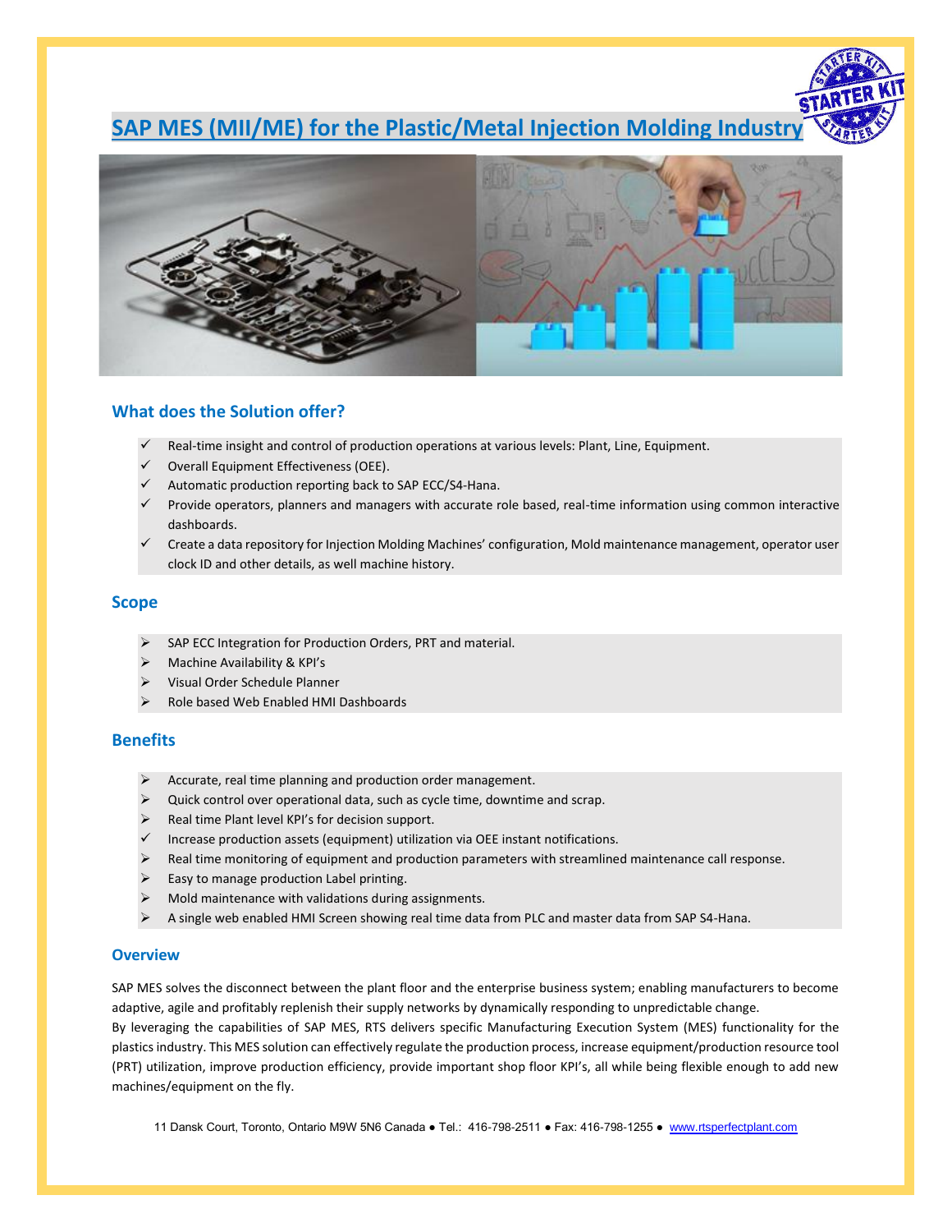# SAP MES (MII/ME) for the Plastic/Metal Injection Molding Industry

## What does the Solution offer?

- ✓ Real-time insight and control of production operations at various levels: Plant, Line, Equipment.
- ✓ Overall Equipment Effectiveness (OEE).
- ✓ Automatic production reporting back to SAP ECC/S4-Hana.
- ✓ Provide operators, planners and managers with accurate role based, real-time information using common interactive dashboards.
- ✓ Create a data repository for Injection Molding Machines' configuration, Mold maintenance management, operator user clock ID and other details, as well machine history.

## Scope

- SAP ECC Integration for Production Orders, PRT and material.
- Machine Availability & KPI's
- Visual Order Schedule Planner
- Role based Web Enabled HMI Dashboards

## Benefits

- Accurate, real time planning and production order management.
- Quick control over operational data, such as cycle time, downtime and scrap.
- Real time Plant level KPI's for decision support.
- ✓ Increase production assets (equipment) utilization via OEE instant notifications.
- Real time monitoring of equipment and production parameters with streamlined maintenance call response.
- Easy to manage production Label printing.
- Mold maintenance with validations during assignments.
- A single web enabled HMI Screen showing real time data from PLC and master data from SAP S4-Hana.

## Overview

SAP MES solves the disconnect between the plant floor and the enterprise business system; enabling manufacturers to become adaptive, agile and profitably replenish their supply networks by dynamically responding to unpredictable change.

By leveraging the capabilities of SAP MES, RTS delivers specific Manufacturing Execution System (MES) functionality for the plastics industry. This MES solution can effectively regulate the production process, increase equipment/production resource tool (PRT) utilization, improve production efficiency, provide important shop floor KPI's, all while being flexible enough to add new machines/equipment on the fly.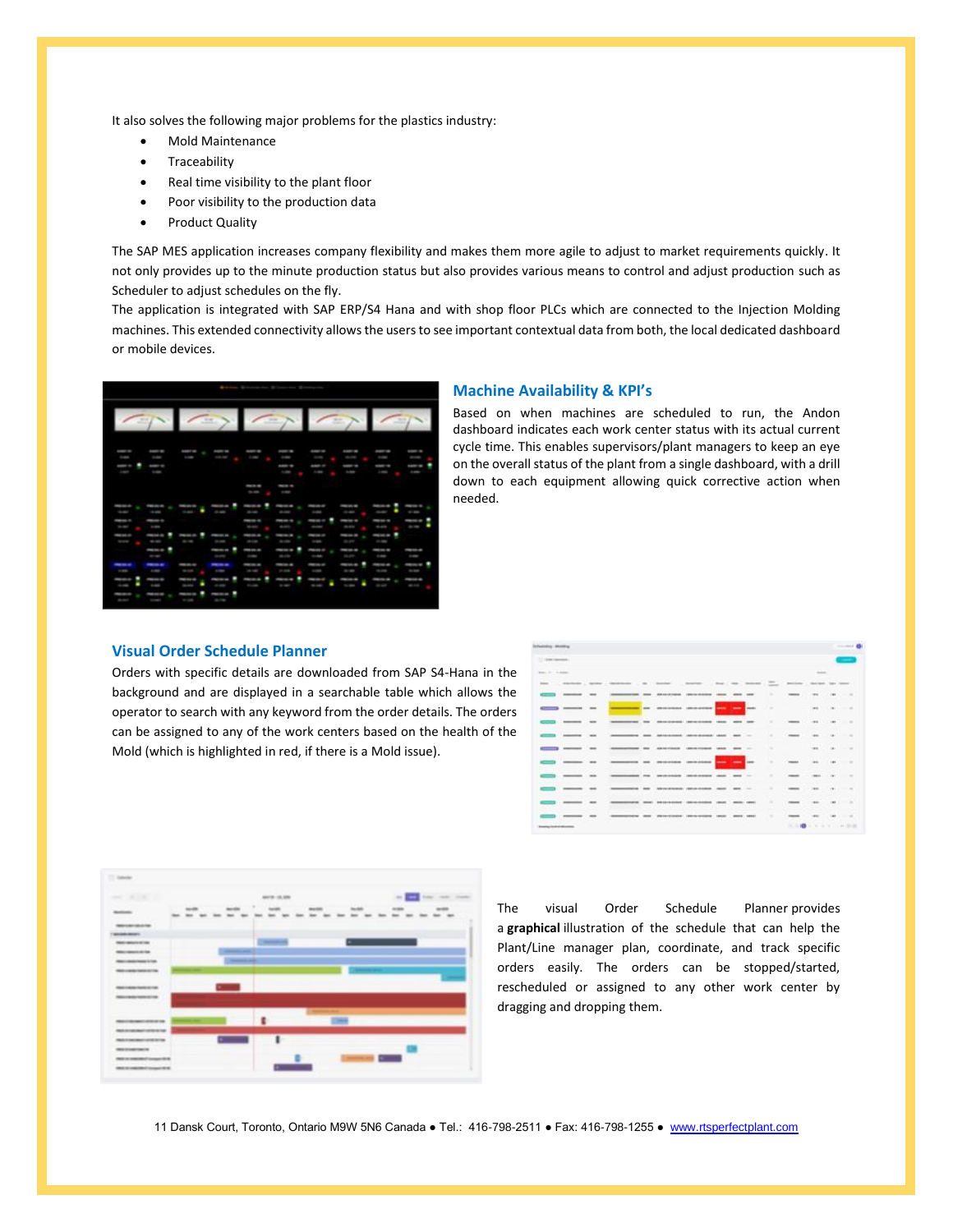It also solves the following major problems for the plastics industry:

- Mold Maintenance
- Traceability
- Real time visibility to the plant floor
- Poor visibility to the production data
- Product Quality

The SAP MES application increases company flexibility and makes them more agile to adjust to market requirements quickly. It not only provides up to the minute production status but also provides various means to control and adjust production such as Scheduler to adjust schedules on the fly.

The application is integrated with SAP ERP/S4 Hana and with shop floor PLCs which are connected to the Injection Molding machines. This extended connectivity allows the users to see important contextual data from both, the local dedicated dashboard or mobile devices.

## Machine Availability & KPI's

Based on when machines are scheduled to run, the Andon dashboard indicates each work center status with its actual current cycle time. This enables supervisors/plant managers to keep an eye on the overall status of the plant from a single dashboard, with a drill down to each equipment allowing quick corrective action when needed.

## Visual Order Schedule Planner

Orders with specific details are downloaded from SAP S4-Hana in the background and are displayed in a searchable table which allows the operator to search with any keyword from the order details. The orders can be assigned to any of the work centers based on the health of the Mold (which is highlighted in red, if there is a Mold issue).

The visual Order Schedule Planner provides a **graphical** illustration of the schedule that can help the Plant/Line manager plan, coordinate, and track specific orders easily. The orders can be stopped/started, rescheduled or assigned to any other work center by dragging and dropping them.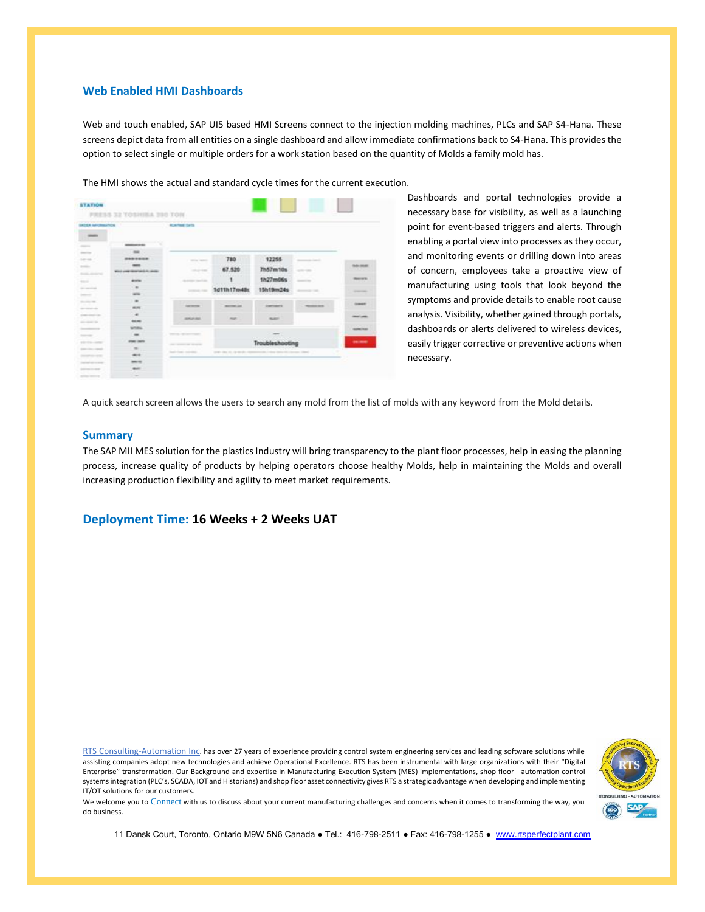## Web Enabled HMI Dashboards

Web and touch enabled, SAP UI5 based HMI Screens connect to the injection molding machines, PLCs and SAP S4-Hana. These screens depict data from all entities on a single dashboard and allow immediate confirmations back to S4-Hana. This provides the option to select single or multiple orders for a work station based on the quantity of Molds a family mold has.

The HMI shows the actual and standard cycle times for the current execution.

Dashboards and portal technologies provide a necessary base for visibility, as well as a launching point for event-based triggers and alerts. Through enabling a portal view into processes as they occur, and monitoring events or drilling down into areas of concern, employees take a proactive view of manufacturing using tools that look beyond the symptoms and provide details to enable root cause analysis. Visibility, whether gained through portals, dashboards or alerts delivered to wireless devices, easily trigger corrective or preventive actions when necessary.

A quick search screen allows the users to search any mold from the list of molds with any keyword from the Mold details.

## Summary

The SAP MII MES solution for the plastics Industry will bring transparency to the plant floor processes, help in easing the planning process, increase quality of products by helping operators choose healthy Molds, help in maintaining the Molds and overall increasing production flexibility and agility to meet market requirements.

## Deployment Time: **16 Weeks + 2 Weeks UAT**

RTS Consulting-Automation Inc. has over 27 years of experience providing control system engineering services and leading software solutions while assisting companies adopt new technologies and achieve Operational Excellence. RTS has been instrumental with large organizations with their "Digital Enterprise" transformation. Our Background and expertise in Manufacturing Execution System (MES) implementations, shop floor automation control systems integration (PLC's, SCADA, IOT and Historians) and shop floor asset connectivity gives RTS a strategic advantage when developing and implementing IT/OT solutions for our customers.

We welcome you to Connect with us to discuss about your current manufacturing challenges and concerns when it comes to transforming the way, you do business.

11 Dansk Court, Toronto, Ontario M9W 5N6 Canada ● Tel.: 416-798-2511 ● Fax: 416-798-1255 ● www.rtsperfectplant.com